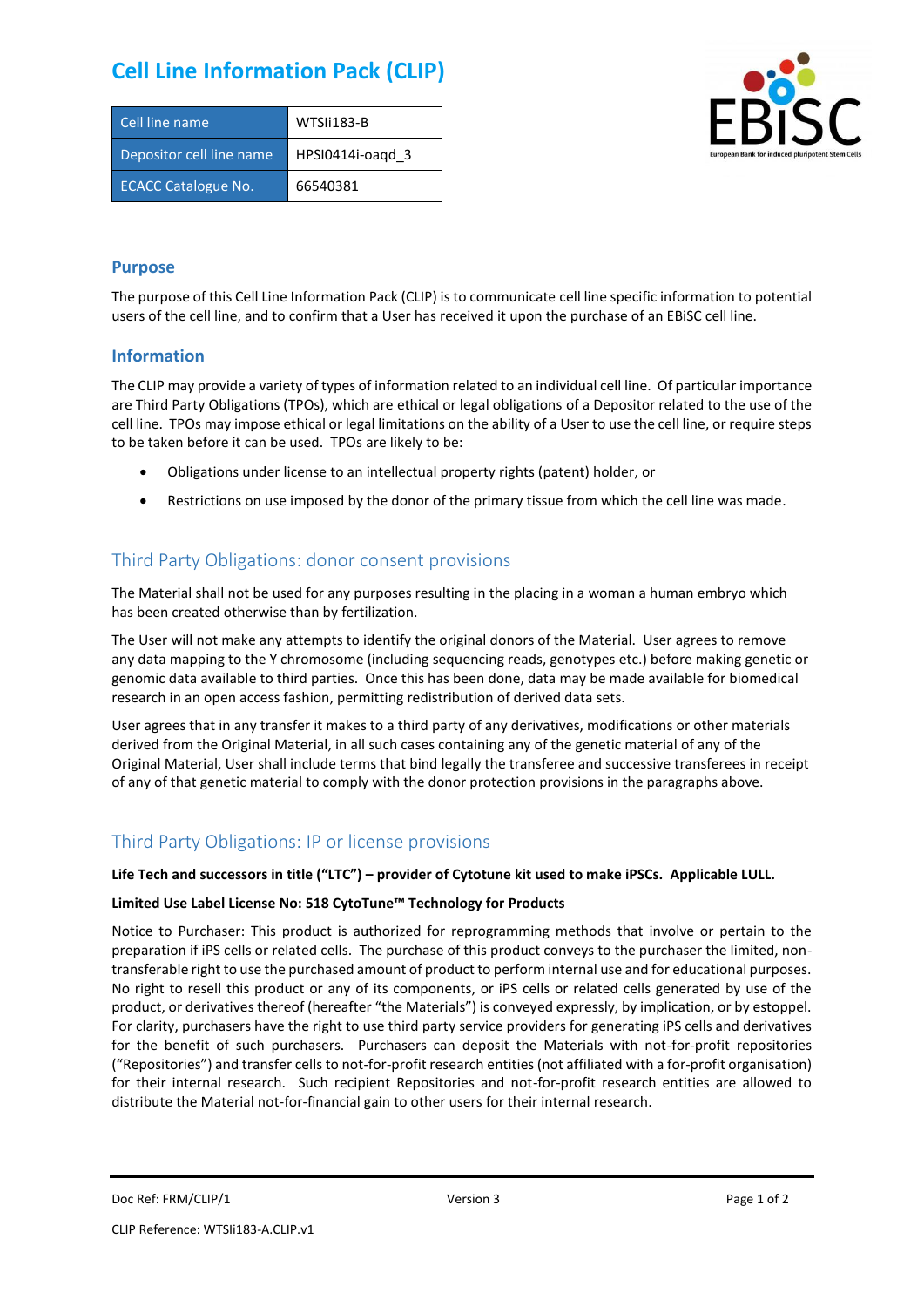# Cell Line Information Pack (CLIP)

| Cell line name | WTSIi183-B |
| --- | --- |
| Depositor cell line name | HPSI0414i-oaqd_3 |
| ECACC Catalogue No. | 66540381 |

## Purpose

The purpose of this Cell Line Information Pack (CLIP) is to communicate cell line specific information to potential users of the cell line, and to confirm that a User has received it upon the purchase of an EBiSC cell line.

## Information

The CLIP may provide a variety of types of information related to an individual cell line. Of particular importance are Third Party Obligations (TPOs), which are ethical or legal obligations of a Depositor related to the use of the cell line. TPOs may impose ethical or legal limitations on the ability of a User to use the cell line, or require steps to be taken before it can be used. TPOs are likely to be:

- Obligations under license to an intellectual property rights (patent) holder, or
- Restrictions on use imposed by the donor of the primary tissue from which the cell line was made.

## Third Party Obligations: donor consent provisions

The Material shall not be used for any purposes resulting in the placing in a woman a human embryo which has been created otherwise than by fertilization.

The User will not make any attempts to identify the original donors of the Material. User agrees to remove any data mapping to the Y chromosome (including sequencing reads, genotypes etc.) before making genetic or genomic data available to third parties. Once this has been done, data may be made available for biomedical research in an open access fashion, permitting redistribution of derived data sets.

User agrees that in any transfer it makes to a third party of any derivatives, modifications or other materials derived from the Original Material, in all such cases containing any of the genetic material of any of the Original Material, User shall include terms that bind legally the transferee and successive transferees in receipt of any of that genetic material to comply with the donor protection provisions in the paragraphs above.

## Third Party Obligations: IP or license provisions

**Life Tech and successors in title ("LTC") – provider of Cytotune kit used to make iPSCs. Applicable LULL.**

**Limited Use Label License No: 518 CytoTune™ Technology for Products**

Notice to Purchaser: This product is authorized for reprogramming methods that involve or pertain to the preparation if iPS cells or related cells. The purchase of this product conveys to the purchaser the limited, non-transferable right to use the purchased amount of product to perform internal use and for educational purposes. No right to resell this product or any of its components, or iPS cells or related cells generated by use of the product, or derivatives thereof (hereafter "the Materials") is conveyed expressly, by implication, or by estoppel. For clarity, purchasers have the right to use third party service providers for generating iPS cells and derivatives for the benefit of such purchasers. Purchasers can deposit the Materials with not-for-profit repositories ("Repositories") and transfer cells to not-for-profit research entities (not affiliated with a for-profit organisation) for their internal research. Such recipient Repositories and not-for-profit research entities are allowed to distribute the Material not-for-financial gain to other users for their internal research.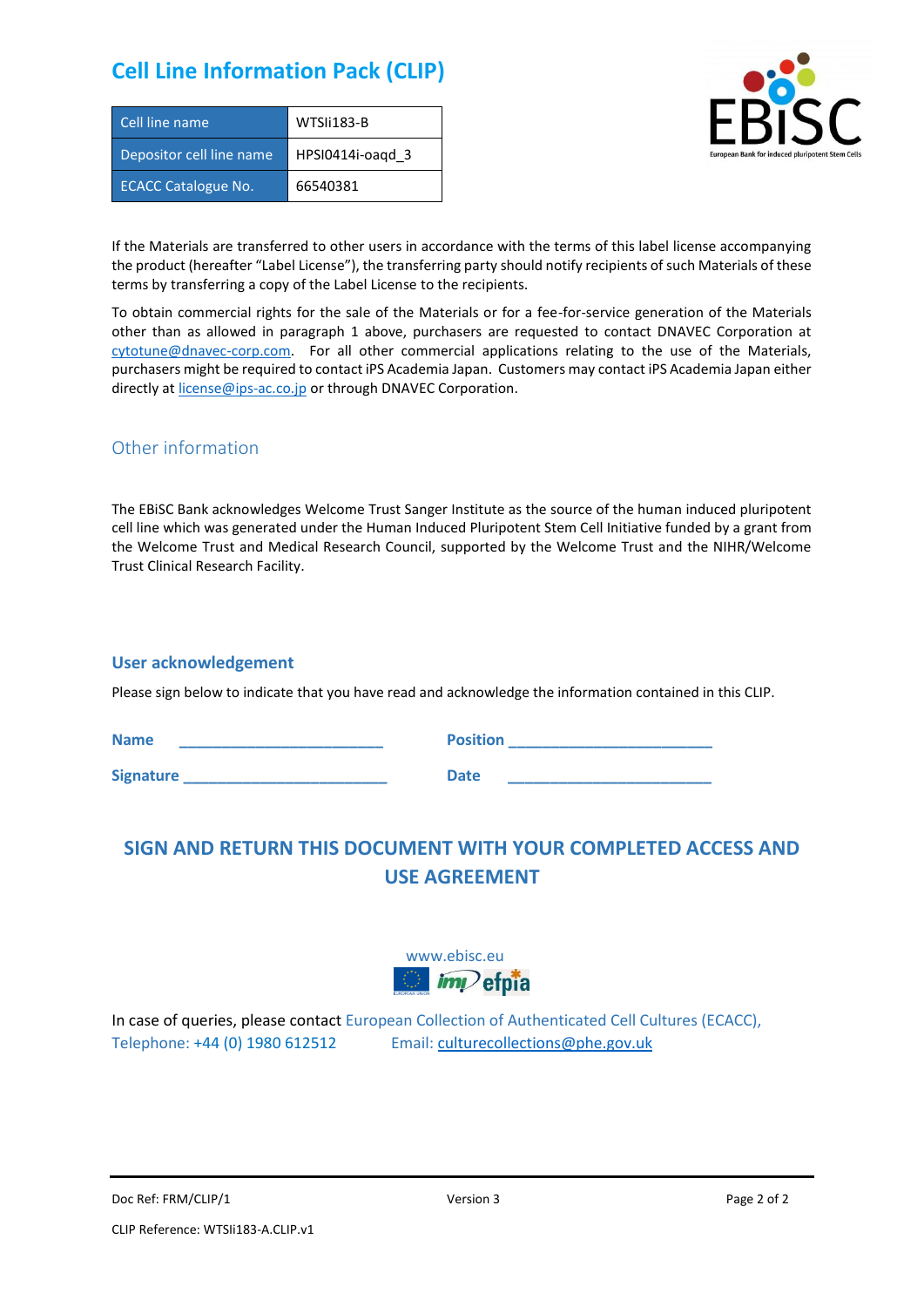# Cell Line Information Pack (CLIP)

| | |
|---|---|
| Cell line name | WTSIi183-B |
| Depositor cell line name | HPSI0414i-oaqd_3 |
| ECACC Catalogue No. | 66540381 |

If the Materials are transferred to other users in accordance with the terms of this label license accompanying the product (hereafter "Label License"), the transferring party should notify recipients of such Materials of these terms by transferring a copy of the Label License to the recipients.

To obtain commercial rights for the sale of the Materials or for a fee-for-service generation of the Materials other than as allowed in paragraph 1 above, purchasers are requested to contact DNAVEC Corporation at cytotune@dnavec-corp.com. For all other commercial applications relating to the use of the Materials, purchasers might be required to contact iPS Academia Japan. Customers may contact iPS Academia Japan either directly at license@ips-ac.co.jp or through DNAVEC Corporation.

## Other information

The EBiSC Bank acknowledges Welcome Trust Sanger Institute as the source of the human induced pluripotent cell line which was generated under the Human Induced Pluripotent Stem Cell Initiative funded by a grant from the Welcome Trust and Medical Research Council, supported by the Welcome Trust and the NIHR/Welcome Trust Clinical Research Facility.

### User acknowledgement

Please sign below to indicate that you have read and acknowledge the information contained in this CLIP.

**Name** ________________________ **Position** ________________________

**Signature** ________________________ **Date** ________________________

## SIGN AND RETURN THIS DOCUMENT WITH YOUR COMPLETED ACCESS AND USE AGREEMENT

www.ebisc.eu

In case of queries, please contact European Collection of Authenticated Cell Cultures (ECACC), Telephone: +44 (0) 1980 612512 Email: culturecollections@phe.gov.uk

Doc Ref: FRM/CLIP/1 Version 3

CLIP Reference: WTSIi183-A.CLIP.v1